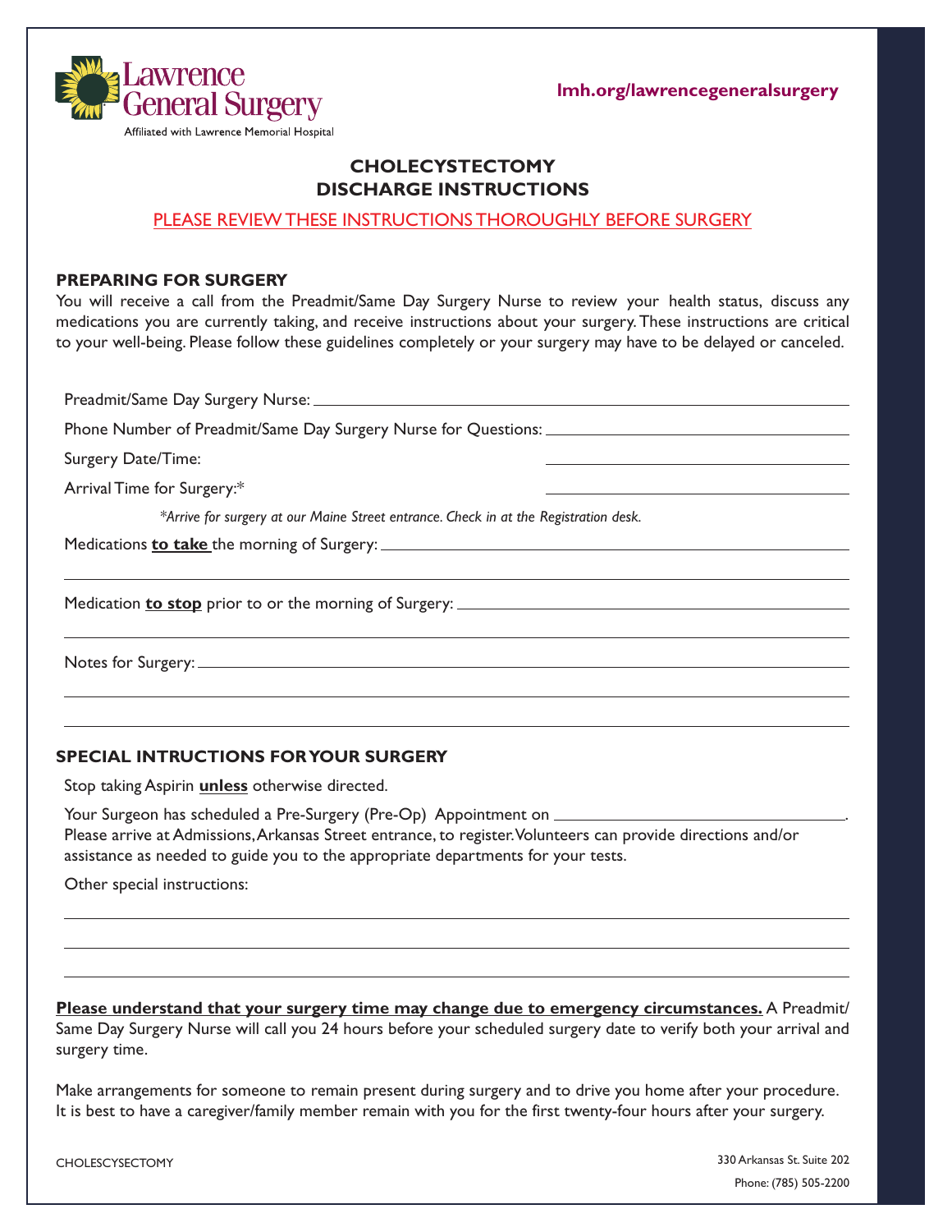Lawrence General Surgery

Affiliated with Lawrence Memorial Hospital

**lmh.org/lawrencegeneralsurgery**

# CHOLECYSTECTOMY DISCHARGE INSTRUCTIONS

PLEASE REVIEW THESE INSTRUCTIONS THOROUGHLY BEFORE SURGERY

## PREPARING FOR SURGERY

You will receive a call from the Preadmit/Same Day Surgery Nurse to review your health status, discuss any medications you are currently taking, and receive instructions about your surgery. These instructions are critical to your well-being. Please follow these guidelines completely or your surgery may have to be delayed or canceled.

Preadmit/Same Day Surgery Nurse: ____________________

Phone Number of Preadmit/Same Day Surgery Nurse for Questions: ____________________

Surgery Date/Time: ____________________

Arrival Time for Surgery:* ____________________

*\*Arrive for surgery at our Maine Street entrance. Check in at the Registration desk.*

Medications **to take** the morning of Surgery: ____________________

____________________

Medication **to stop** prior to or the morning of Surgery: ____________________

____________________

Notes for Surgery: ____________________

____________________

____________________

## SPECIAL INTRUCTIONS FOR YOUR SURGERY

Stop taking Aspirin **unless** otherwise directed.

Your Surgeon has scheduled a Pre-Surgery (Pre-Op) Appointment on ____________________.
Please arrive at Admissions, Arkansas Street entrance, to register. Volunteers can provide directions and/or assistance as needed to guide you to the appropriate departments for your tests.

Other special instructions:

____________________

____________________

____________________

**Please understand that your surgery time may change due to emergency circumstances.** A Preadmit/ Same Day Surgery Nurse will call you 24 hours before your scheduled surgery date to verify both your arrival and surgery time.

Make arrangements for someone to remain present during surgery and to drive you home after your procedure. It is best to have a caregiver/family member remain with you for the first twenty-four hours after your surgery.

CHOLESCYSECTOMY

330 Arkansas St. Suite 202
Phone: (785) 505-2200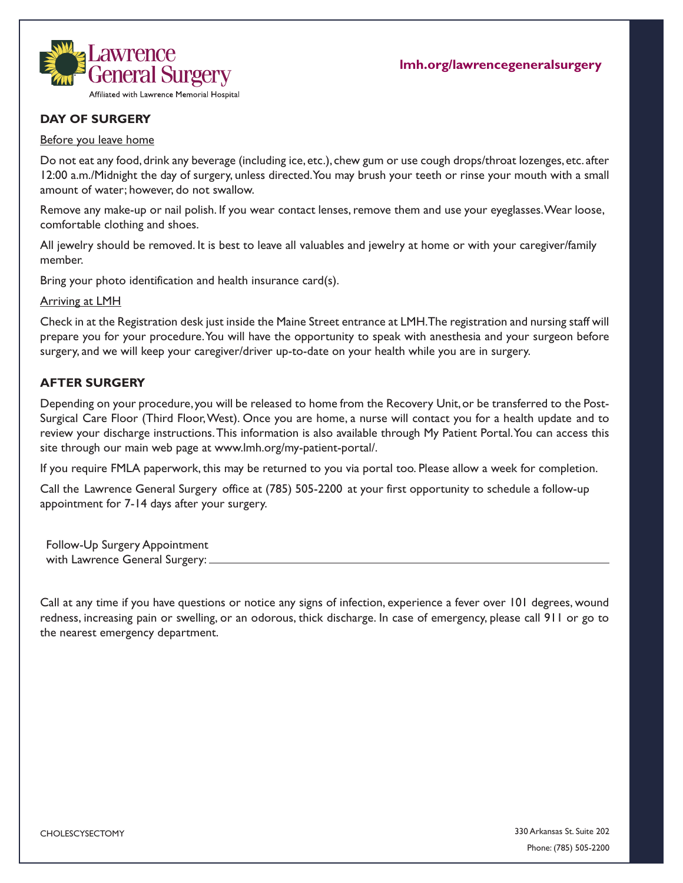Lawrence General Surgery

Affiliated with Lawrence Memorial Hospital

**lmh.org/lawrencegeneralsurgery**

## DAY OF SURGERY

Before you leave home

Do not eat any food, drink any beverage (including ice, etc.), chew gum or use cough drops/throat lozenges, etc. after 12:00 a.m./Midnight the day of surgery, unless directed. You may brush your teeth or rinse your mouth with a small amount of water; however, do not swallow.

Remove any make-up or nail polish. If you wear contact lenses, remove them and use your eyeglasses. Wear loose, comfortable clothing and shoes.

All jewelry should be removed. It is best to leave all valuables and jewelry at home or with your caregiver/family member.

Bring your photo identification and health insurance card(s).

Arriving at LMH

Check in at the Registration desk just inside the Maine Street entrance at LMH. The registration and nursing staff will prepare you for your procedure. You will have the opportunity to speak with anesthesia and your surgeon before surgery, and we will keep your caregiver/driver up-to-date on your health while you are in surgery.

## AFTER SURGERY

Depending on your procedure, you will be released to home from the Recovery Unit, or be transferred to the Post-Surgical Care Floor (Third Floor, West). Once you are home, a nurse will contact you for a health update and to review your discharge instructions. This information is also available through My Patient Portal. You can access this site through our main web page at www.lmh.org/my-patient-portal/.

If you require FMLA paperwork, this may be returned to you via portal too. Please allow a week for completion.

Call the Lawrence General Surgery office at (785) 505-2200 at your first opportunity to schedule a follow-up appointment for 7-14 days after your surgery.

Follow-Up Surgery Appointment
with Lawrence General Surgery: ______________________________

Call at any time if you have questions or notice any signs of infection, experience a fever over 101 degrees, wound redness, increasing pain or swelling, or an odorous, thick discharge. In case of emergency, please call 911 or go to the nearest emergency department.

CHOLESCYSECTOMY

330 Arkansas St. Suite 202
Phone: (785) 505-2200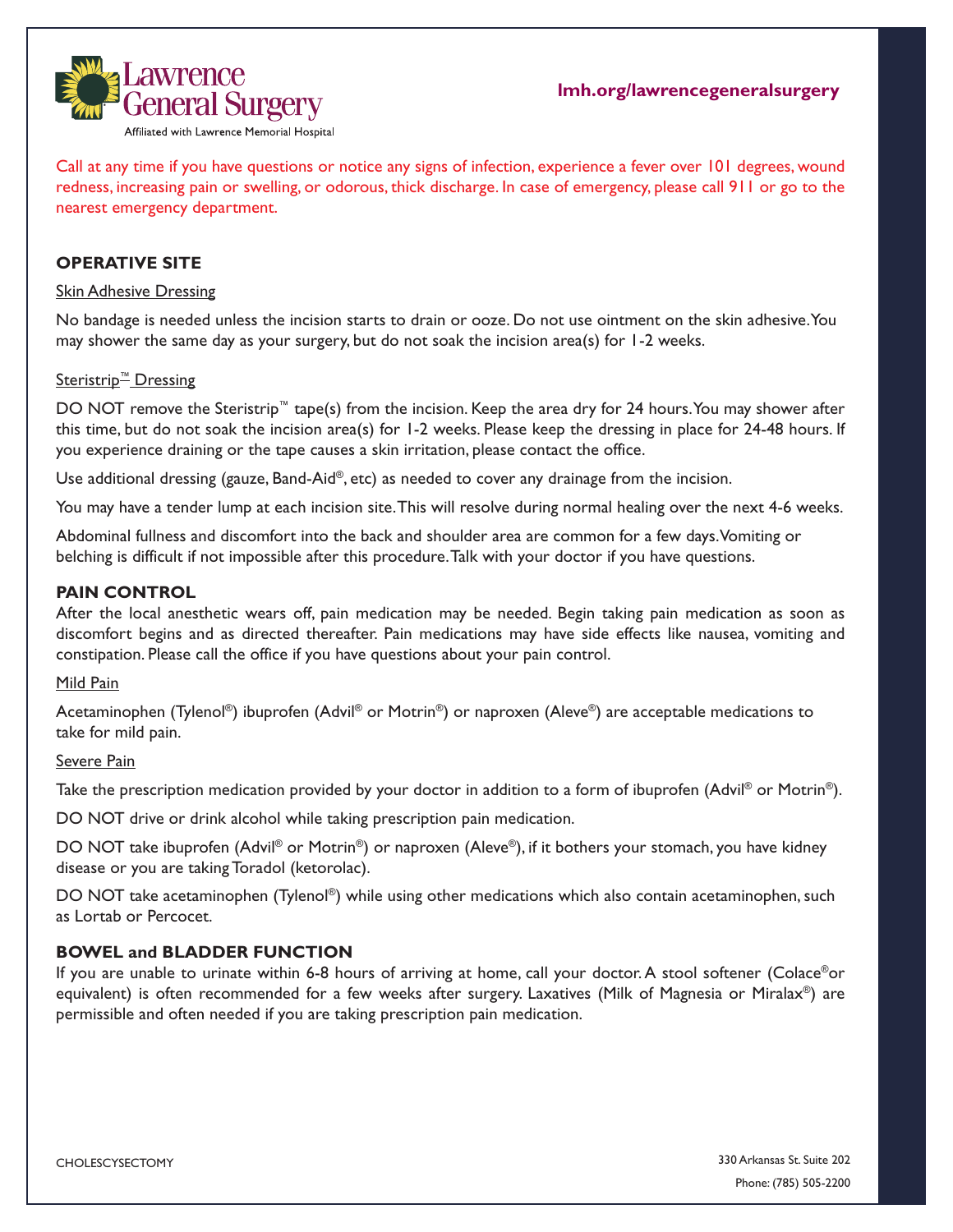Lawrence General Surgery

Affiliated with Lawrence Memorial Hospital

lmh.org/lawrencegeneralsurgery

Call at any time if you have questions or notice any signs of infection, experience a fever over 101 degrees, wound redness, increasing pain or swelling, or odorous, thick discharge. In case of emergency, please call 911 or go to the nearest emergency department.

## OPERATIVE SITE

Skin Adhesive Dressing

No bandage is needed unless the incision starts to drain or ooze. Do not use ointment on the skin adhesive. You may shower the same day as your surgery, but do not soak the incision area(s) for 1-2 weeks.

Steristrip™ Dressing

DO NOT remove the Steristrip™ tape(s) from the incision. Keep the area dry for 24 hours. You may shower after this time, but do not soak the incision area(s) for 1-2 weeks. Please keep the dressing in place for 24-48 hours. If you experience draining or the tape causes a skin irritation, please contact the office.

Use additional dressing (gauze, Band-Aid®, etc) as needed to cover any drainage from the incision.

You may have a tender lump at each incision site. This will resolve during normal healing over the next 4-6 weeks.

Abdominal fullness and discomfort into the back and shoulder area are common for a few days. Vomiting or belching is difficult if not impossible after this procedure. Talk with your doctor if you have questions.

## PAIN CONTROL

After the local anesthetic wears off, pain medication may be needed. Begin taking pain medication as soon as discomfort begins and as directed thereafter. Pain medications may have side effects like nausea, vomiting and constipation. Please call the office if you have questions about your pain control.

Mild Pain

Acetaminophen (Tylenol®) ibuprofen (Advil® or Motrin®) or naproxen (Aleve®) are acceptable medications to take for mild pain.

Severe Pain

Take the prescription medication provided by your doctor in addition to a form of ibuprofen (Advil® or Motrin®).

DO NOT drive or drink alcohol while taking prescription pain medication.

DO NOT take ibuprofen (Advil® or Motrin®) or naproxen (Aleve®), if it bothers your stomach, you have kidney disease or you are taking Toradol (ketorolac).

DO NOT take acetaminophen (Tylenol®) while using other medications which also contain acetaminophen, such as Lortab or Percocet.

## BOWEL and BLADDER FUNCTION

If you are unable to urinate within 6-8 hours of arriving at home, call your doctor. A stool softener (Colace® or equivalent) is often recommended for a few weeks after surgery. Laxatives (Milk of Magnesia or Miralax®) are permissible and often needed if you are taking prescription pain medication.

CHOLESCYSECTOMY

330 Arkansas St. Suite 202

Phone: (785) 505-2200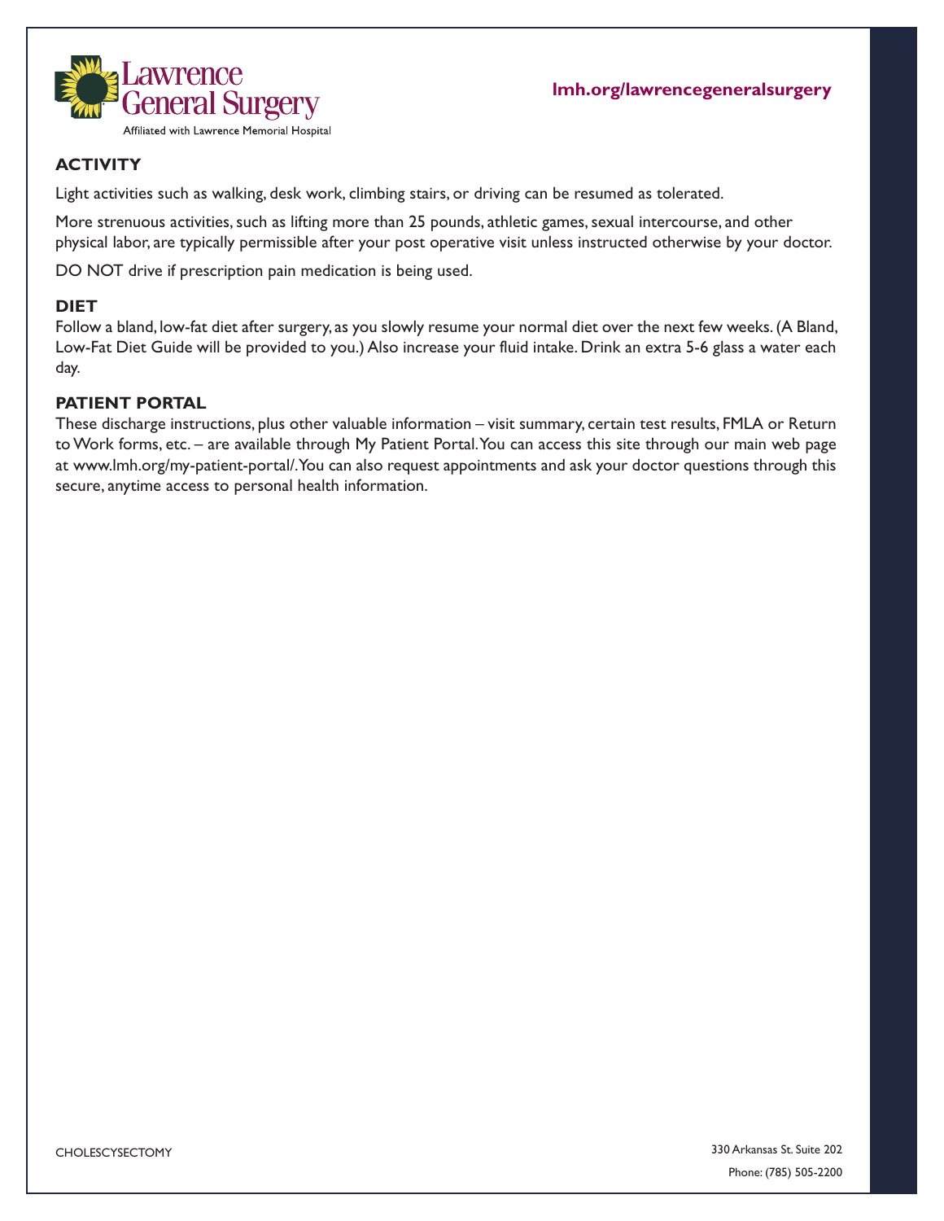## ACTIVITY

Light activities such as walking, desk work, climbing stairs, or driving can be resumed as tolerated.

More strenuous activities, such as lifting more than 25 pounds, athletic games, sexual intercourse, and other physical labor, are typically permissible after your post operative visit unless instructed otherwise by your doctor.

DO NOT drive if prescription pain medication is being used.

## DIET

Follow a bland, low-fat diet after surgery, as you slowly resume your normal diet over the next few weeks. (A Bland, Low-Fat Diet Guide will be provided to you.) Also increase your fluid intake. Drink an extra 5-6 glass a water each day.

## PATIENT PORTAL

These discharge instructions, plus other valuable information – visit summary, certain test results, FMLA or Return to Work forms, etc. – are available through My Patient Portal. You can access this site through our main web page at www.lmh.org/my-patient-portal/. You can also request appointments and ask your doctor questions through this secure, anytime access to personal health information.